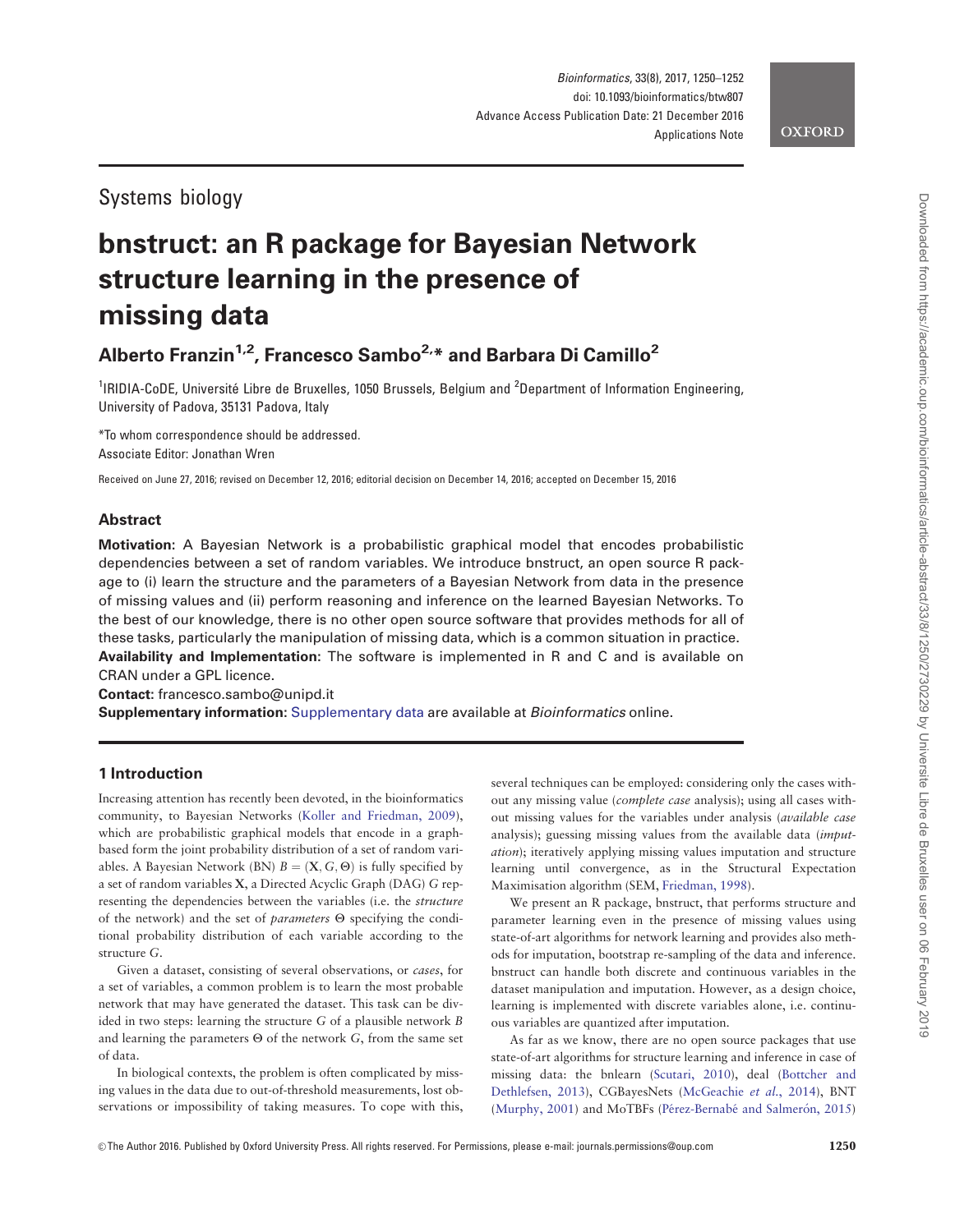Systems biology

# bnstruct: an R package for Bayesian Network structure learning in the presence of missing data

**Alberto Franzin[1,2], Francesco Sambo[2,*] and Barbara Di Camillo[2]**

[1]IRIDIA-CoDE, Université Libre de Bruxelles, 1050 Brussels, Belgium and [2]Department of Information Engineering, University of Padova, 35131 Padova, Italy

*To whom correspondence should be addressed.
Associate Editor: Jonathan Wren

Received on June 27, 2016; revised on December 12, 2016; editorial decision on December 14, 2016; accepted on December 15, 2016

## Abstract

**Motivation:** A Bayesian Network is a probabilistic graphical model that encodes probabilistic dependencies between a set of random variables. We introduce bnstruct, an open source R package to (i) learn the structure and the parameters of a Bayesian Network from data in the presence of missing values and (ii) perform reasoning and inference on the learned Bayesian Networks. To the best of our knowledge, there is no other open source software that provides methods for all of these tasks, particularly the manipulation of missing data, which is a common situation in practice.

**Availability and Implementation:** The software is implemented in R and C and is available on CRAN under a GPL licence.

**Contact:** francesco.sambo@unipd.it

**Supplementary information:** Supplementary data are available at *Bioinformatics* online.

## 1 Introduction

Increasing attention has recently been devoted, in the bioinformatics community, to Bayesian Networks (Koller and Friedman, 2009), which are probabilistic graphical models that encode in a graph-based form the joint probability distribution of a set of random variables. A Bayesian Network (BN) $B = (\mathbf{X}, G, \Theta)$ is fully specified by a set of random variables $\mathbf{X}$, a Directed Acyclic Graph (DAG) $G$ representing the dependencies between the variables (i.e. the *structure* of the network) and the set of *parameters* $\Theta$ specifying the conditional probability distribution of each variable according to the structure $G$.

Given a dataset, consisting of several observations, or *cases*, for a set of variables, a common problem is to learn the most probable network that may have generated the dataset. This task can be divided in two steps: learning the structure $G$ of a plausible network $B$ and learning the parameters $\Theta$ of the network $G$, from the same set of data.

In biological contexts, the problem is often complicated by missing values in the data due to out-of-threshold measurements, lost observations or impossibility of taking measures. To cope with this, several techniques can be employed: considering only the cases without any missing value (*complete case* analysis); using all cases without missing values for the variables under analysis (*available case* analysis); guessing missing values from the available data (*imputation*); iteratively applying missing values imputation and structure learning until convergence, as in the Structural Expectation Maximisation algorithm (SEM, Friedman, 1998).

We present an R package, bnstruct, that performs structure and parameter learning even in the presence of missing values using state-of-art algorithms for network learning and provides also methods for imputation, bootstrap re-sampling of the data and inference. bnstruct can handle both discrete and continuous variables in the dataset manipulation and imputation. However, as a design choice, learning is implemented with discrete variables alone, i.e. continuous variables are quantized after imputation.

As far as we know, there are no open source packages that use state-of-art algorithms for structure learning and inference in case of missing data: the bnlearn (Scutari, 2010), deal (Bottcher and Dethlefsen, 2013), CGBayesNets (McGeachie *et al.*, 2014), BNT (Murphy, 2001) and MoTBFs (Pérez-Bernabé and Salmerón, 2015)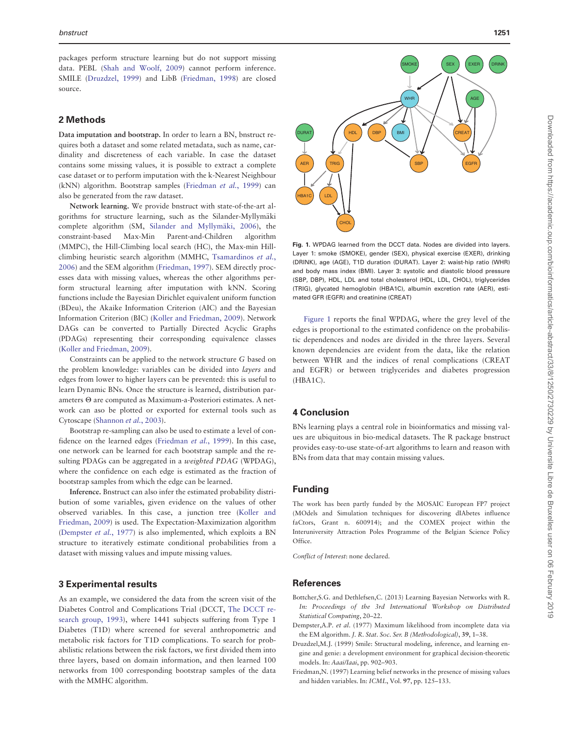packages perform structure learning but do not support missing data. PEBL (Shah and Woolf, 2009) cannot perform inference. SMILE (Druzdzel, 1999) and LibB (Friedman, 1998) are closed source.

## 2 Methods

**Data imputation and bootstrap.** In order to learn a BN, bnstruct requires both a dataset and some related metadata, such as name, cardinality and discreteness of each variable. In case the dataset contains some missing values, it is possible to extract a complete case dataset or to perform imputation with the k-Nearest Neighbour (kNN) algorithm. Bootstrap samples (Friedman *et al.*, 1999) can also be generated from the raw dataset.

**Network learning.** We provide bnstruct with state-of-the-art algorithms for structure learning, such as the Silander-Myllymäki complete algorithm (SM, Silander and Myllymäki, 2006), the constraint-based Max-Min Parent-and-Children algorithm (MMPC), the Hill-Climbing local search (HC), the Max-min Hill-climbing heuristic search algorithm (MMHC, Tsamardinos *et al.*, 2006) and the SEM algorithm (Friedman, 1997). SEM directly processes data with missing values, whereas the other algorithms perform structural learning after imputation with kNN. Scoring functions include the Bayesian Dirichlet equivalent uniform function (BDeu), the Akaike Information Criterion (AIC) and the Bayesian Information Criterion (BIC) (Koller and Friedman, 2009). Network DAGs can be converted to Partially Directed Acyclic Graphs (PDAGs) representing their corresponding equivalence classes (Koller and Friedman, 2009).

Constraints can be applied to the network structure $G$ based on the problem knowledge: variables can be divided into *layers* and edges from lower to higher layers can be prevented: this is useful to learn Dynamic BNs. Once the structure is learned, distribution parameters $\Theta$ are computed as Maximum-a-Posteriori estimates. A network can aso be plotted or exported for external tools such as Cytoscape (Shannon *et al.*, 2003).

Bootstrap re-sampling can also be used to estimate a level of confidence on the learned edges (Friedman *et al.*, 1999). In this case, one network can be learned for each bootstrap sample and the resulting PDAGs can be aggregated in a *weighted PDAG* (WPDAG), where the confidence on each edge is estimated as the fraction of bootstrap samples from which the edge can be learned.

**Inference.** Bnstruct can also infer the estimated probability distribution of some variables, given evidence on the values of other observed variables. In this case, a junction tree (Koller and Friedman, 2009) is used. The Expectation-Maximization algorithm (Dempster *et al.*, 1977) is also implemented, which exploits a BN structure to iteratively estimate conditional probabilities from a dataset with missing values and impute missing values.

## 3 Experimental results

As an example, we considered the data from the screen visit of the Diabetes Control and Complications Trial (DCCT, The DCCT research group, 1993), where 1441 subjects suffering from Type 1 Diabetes (T1D) where screened for several anthropometric and metabolic risk factors for T1D complications. To search for probabilistic relations between the risk factors, we first divided them into three layers, based on domain information, and then learned 100 networks from 100 corresponding bootstrap samples of the data with the MMHC algorithm.

**Fig. 1.** WPDAG learned from the DCCT data. Nodes are divided into layers. Layer 1: smoke (SMOKE), gender (SEX), physical exercise (EXER), drinking (DRINK), age (AGE), T1D duration (DURAT). Layer 2: waist-hip ratio (WHR) and body mass index (BMI). Layer 3: systolic and diastolic blood pressure (SBP, DBP), HDL, LDL and total cholesterol (HDL, LDL, CHOL), triglycerides (TRIG), glycated hemoglobin (HBA1C), albumin excretion rate (AER), estimated GFR (EGFR) and creatinine (CREAT)

Figure 1 reports the final WPDAG, where the grey level of the edges is proportional to the estimated confidence on the probabilistic dependences and nodes are divided in the three layers. Several known dependencies are evident from the data, like the relation between WHR and the indices of renal complications (CREAT and EGFR) or between triglycerides and diabetes progression (HBA1C).

## 4 Conclusion

BNs learning plays a central role in bioinformatics and missing values are ubiquitous in bio-medical datasets. The R package bnstruct provides easy-to-use state-of-art algorithms to learn and reason with BNs from data that may contain missing values.

## Funding

The work has been partly funded by the MOSAIC European FP7 project (MOdels and Simulation techniques for discovering dIAbetes influence faCtors, Grant n. 600914); and the COMEX project within the Interuniversity Attraction Poles Programme of the Belgian Science Policy Office.

*Conflict of Interest*: none declared.

## References

Bottcher,S.G. and Dethlefsen,C. (2013) Learning Bayesian Networks with R. *In: Proceedings of the 3rd International Workshop on Distributed Statistical Computing*, 20–22.

Dempster,A.P. *et al.* (1977) Maximum likelihood from incomplete data via the EM algorithm. *J. R. Stat. Soc. Ser. B (Methodological)*, 39, 1–38.

Druzdzel,M.J. (1999) Smile: Structural modeling, inference, and learning engine and genie: a development environment for graphical decision-theoretic models. In: *Aaai/Iaai*, pp. 902–903.

Friedman,N. (1997) Learning belief networks in the presence of missing values and hidden variables. In: *ICML*, Vol. 97, pp. 125–133.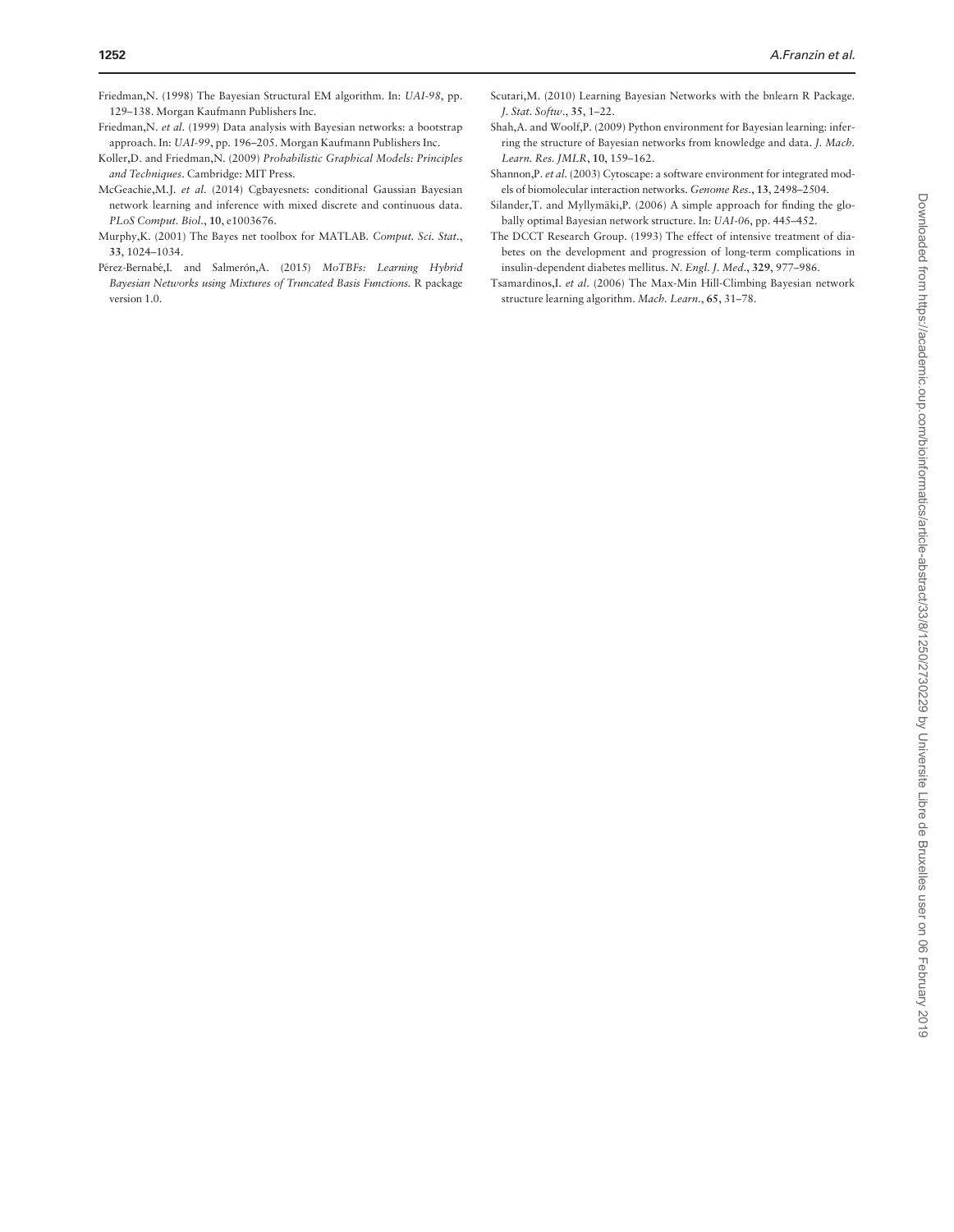Friedman,N. (1998) The Bayesian Structural EM algorithm. In: *UAI-98*, pp. 129–138. Morgan Kaufmann Publishers Inc.

Friedman,N. *et al.* (1999) Data analysis with Bayesian networks: a bootstrap approach. In: *UAI-99*, pp. 196–205. Morgan Kaufmann Publishers Inc.

Koller,D. and Friedman,N. (2009) *Probabilistic Graphical Models: Principles and Techniques*. Cambridge: MIT Press.

McGeachie,M.J. *et al.* (2014) Cgbayesnets: conditional Gaussian Bayesian network learning and inference with mixed discrete and continuous data. *PLoS Comput. Biol.*, **10**, e1003676.

Murphy,K. (2001) The Bayes net toolbox for MATLAB. *Comput. Sci. Stat.*, **33**, 1024–1034.

Pérez-Bernabé,I. and Salmerón,A. (2015) *MoTBFs: Learning Hybrid Bayesian Networks using Mixtures of Truncated Basis Functions.* R package version 1.0.

Scutari,M. (2010) Learning Bayesian Networks with the bnlearn R Package. *J. Stat. Softw.*, **35**, 1–22.

Shah,A. and Woolf,P. (2009) Python environment for Bayesian learning: inferring the structure of Bayesian networks from knowledge and data. *J. Mach. Learn. Res. JMLR*, **10**, 159–162.

Shannon,P. *et al.* (2003) Cytoscape: a software environment for integrated models of biomolecular interaction networks. *Genome Res.*, **13**, 2498–2504.

Silander,T. and Myllymäki,P. (2006) A simple approach for finding the globally optimal Bayesian network structure. In: *UAI-06*, pp. 445–452.

The DCCT Research Group. (1993) The effect of intensive treatment of diabetes on the development and progression of long-term complications in insulin-dependent diabetes mellitus. *N. Engl. J. Med.*, **329**, 977–986.

Tsamardinos,I. *et al.* (2006) The Max-Min Hill-Climbing Bayesian network structure learning algorithm. *Mach. Learn.*, **65**, 31–78.